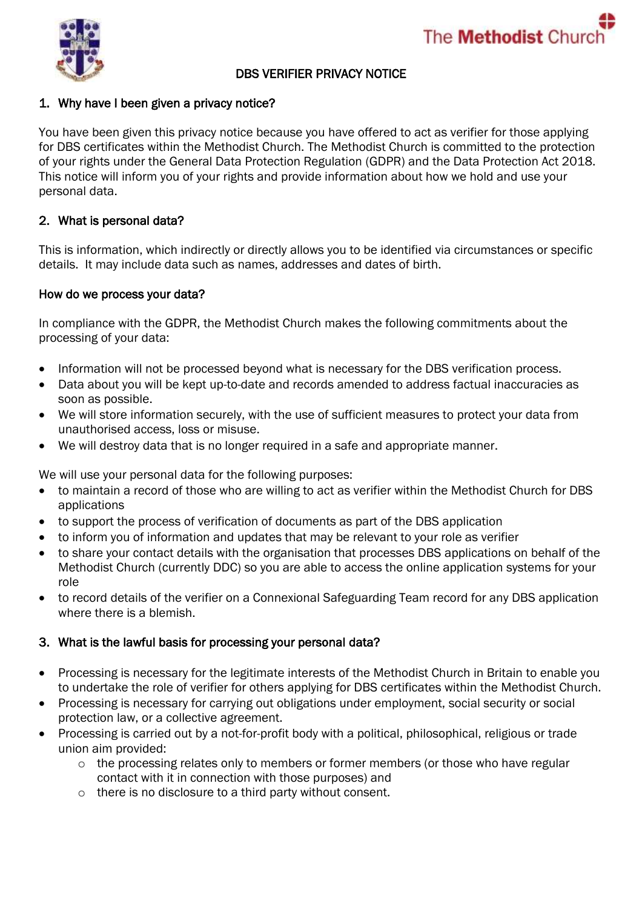# DBS VERIFIER PRIVACY NOTICE

## 1. Why have I been given a privacy notice?

You have been given this privacy notice because you have offered to act as verifier for those applying for DBS certificates within the Methodist Church. The Methodist Church is committed to the protection of your rights under the General Data Protection Regulation (GDPR) and the Data Protection Act 2018. This notice will inform you of your rights and provide information about how we hold and use your personal data.

## 2. What is personal data?

This is information, which indirectly or directly allows you to be identified via circumstances or specific details. It may include data such as names, addresses and dates of birth.

### How do we process your data?

In compliance with the GDPR, the Methodist Church makes the following commitments about the processing of your data:

- Information will not be processed beyond what is necessary for the DBS verification process.
- Data about you will be kept up-to-date and records amended to address factual inaccuracies as soon as possible.
- We will store information securely, with the use of sufficient measures to protect your data from unauthorised access, loss or misuse.
- We will destroy data that is no longer required in a safe and appropriate manner.

We will use your personal data for the following purposes:

- to maintain a record of those who are willing to act as verifier within the Methodist Church for DBS applications
- to support the process of verification of documents as part of the DBS application
- to inform you of information and updates that may be relevant to your role as verifier
- to share your contact details with the organisation that processes DBS applications on behalf of the Methodist Church (currently DDC) so you are able to access the online application systems for your role
- to record details of the verifier on a Connexional Safeguarding Team record for any DBS application where there is a blemish.

## 3. What is the lawful basis for processing your personal data?

- Processing is necessary for the legitimate interests of the Methodist Church in Britain to enable you to undertake the role of verifier for others applying for DBS certificates within the Methodist Church.
- Processing is necessary for carrying out obligations under employment, social security or social protection law, or a collective agreement.
- Processing is carried out by a not-for-profit body with a political, philosophical, religious or trade union aim provided:
  - the processing relates only to members or former members (or those who have regular contact with it in connection with those purposes) and
  - there is no disclosure to a third party without consent.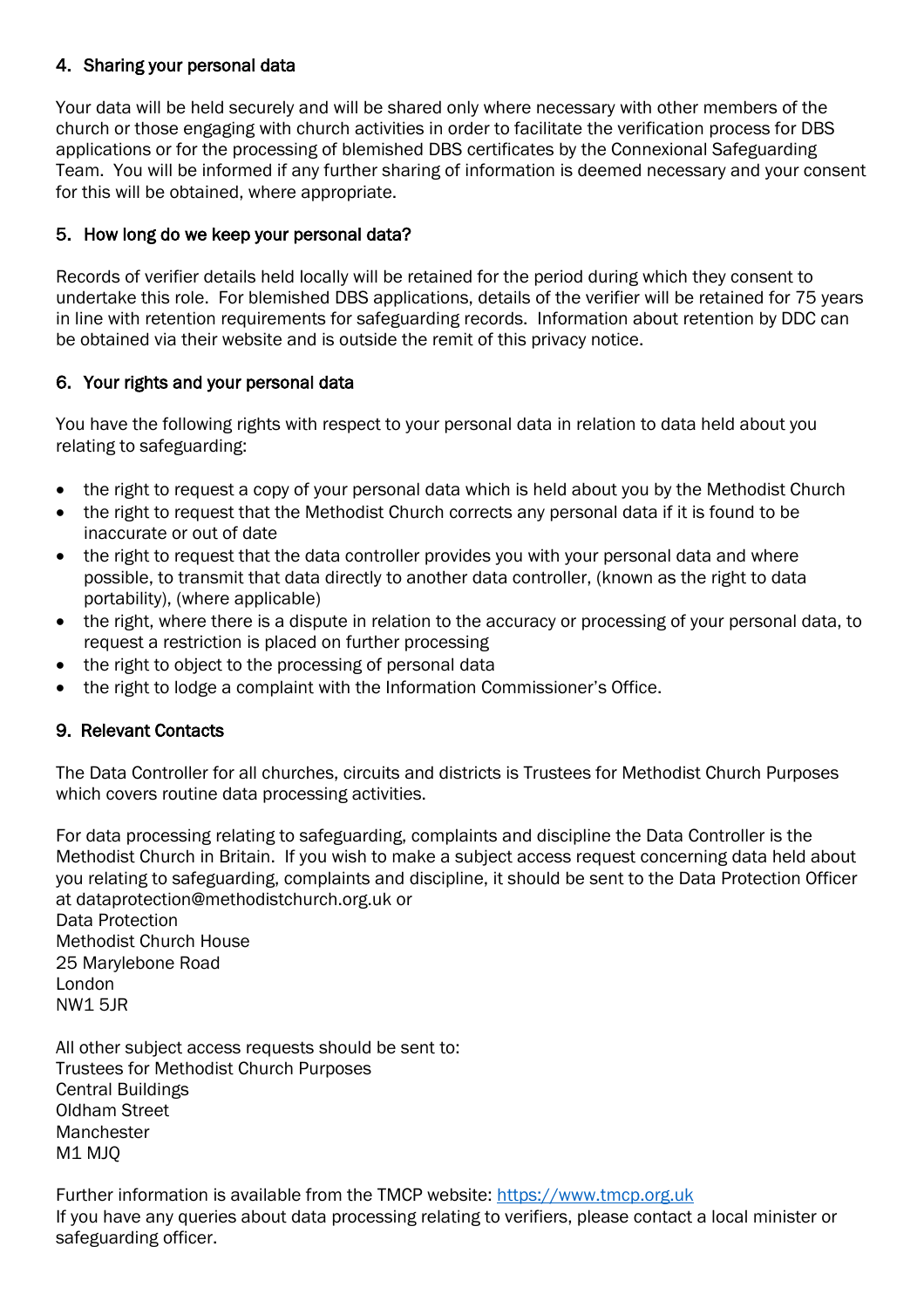## 4. Sharing your personal data

Your data will be held securely and will be shared only where necessary with other members of the church or those engaging with church activities in order to facilitate the verification process for DBS applications or for the processing of blemished DBS certificates by the Connexional Safeguarding Team. You will be informed if any further sharing of information is deemed necessary and your consent for this will be obtained, where appropriate.

## 5. How long do we keep your personal data?

Records of verifier details held locally will be retained for the period during which they consent to undertake this role. For blemished DBS applications, details of the verifier will be retained for 75 years in line with retention requirements for safeguarding records. Information about retention by DDC can be obtained via their website and is outside the remit of this privacy notice.

## 6. Your rights and your personal data

You have the following rights with respect to your personal data in relation to data held about you relating to safeguarding:

- the right to request a copy of your personal data which is held about you by the Methodist Church
- the right to request that the Methodist Church corrects any personal data if it is found to be inaccurate or out of date
- the right to request that the data controller provides you with your personal data and where possible, to transmit that data directly to another data controller, (known as the right to data portability), (where applicable)
- the right, where there is a dispute in relation to the accuracy or processing of your personal data, to request a restriction is placed on further processing
- the right to object to the processing of personal data
- the right to lodge a complaint with the Information Commissioner's Office.

## 9. Relevant Contacts

The Data Controller for all churches, circuits and districts is Trustees for Methodist Church Purposes which covers routine data processing activities.

For data processing relating to safeguarding, complaints and discipline the Data Controller is the Methodist Church in Britain. If you wish to make a subject access request concerning data held about you relating to safeguarding, complaints and discipline, it should be sent to the Data Protection Officer at dataprotection@methodistchurch.org.uk or
Data Protection
Methodist Church House
25 Marylebone Road
London
NW1 5JR

All other subject access requests should be sent to:
Trustees for Methodist Church Purposes
Central Buildings
Oldham Street
Manchester
M1 MJQ

Further information is available from the TMCP website: [https://www.tmcp.org.uk](https://www.tmcp.org.uk)
If you have any queries about data processing relating to verifiers, please contact a local minister or safeguarding officer.